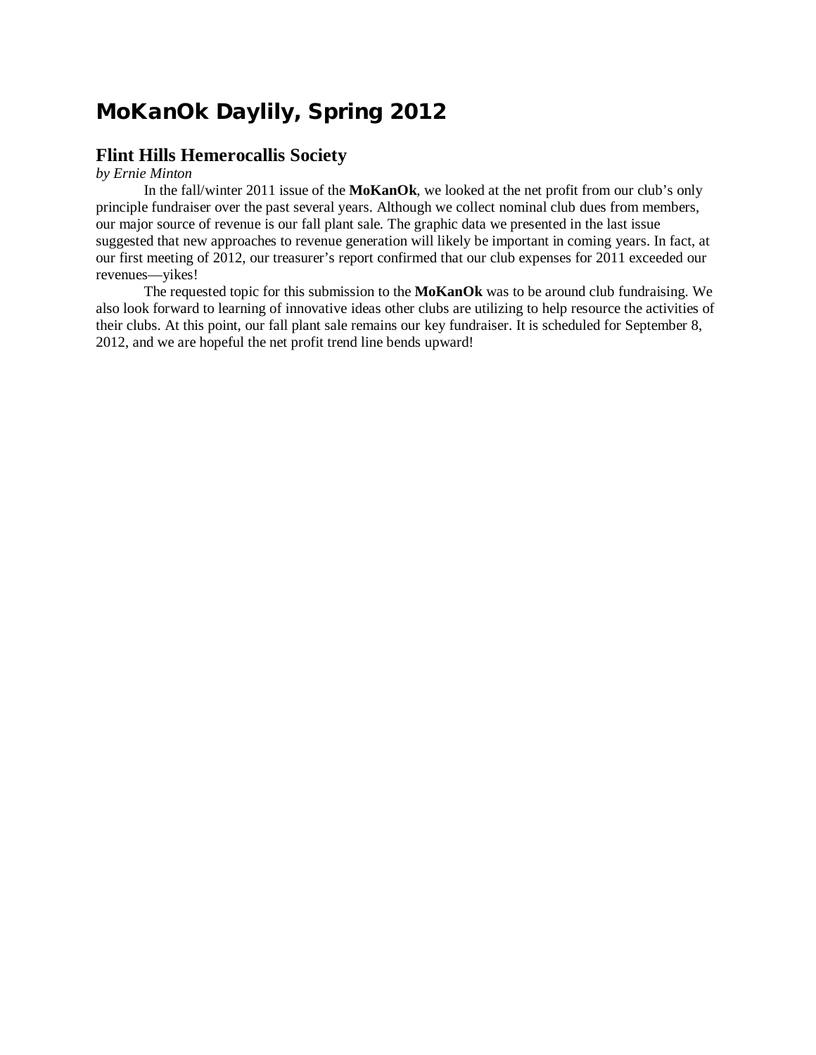# MoKanOk Daylily, Spring 2012

## Flint Hills Hemerocallis Society

*by Ernie Minton*

In the fall/winter 2011 issue of the **MoKanOk**, we looked at the net profit from our club's only principle fundraiser over the past several years. Although we collect nominal club dues from members, our major source of revenue is our fall plant sale. The graphic data we presented in the last issue suggested that new approaches to revenue generation will likely be important in coming years. In fact, at our first meeting of 2012, our treasurer's report confirmed that our club expenses for 2011 exceeded our revenues—yikes!

The requested topic for this submission to the **MoKanOk** was to be around club fundraising. We also look forward to learning of innovative ideas other clubs are utilizing to help resource the activities of their clubs. At this point, our fall plant sale remains our key fundraiser. It is scheduled for September 8, 2012, and we are hopeful the net profit trend line bends upward!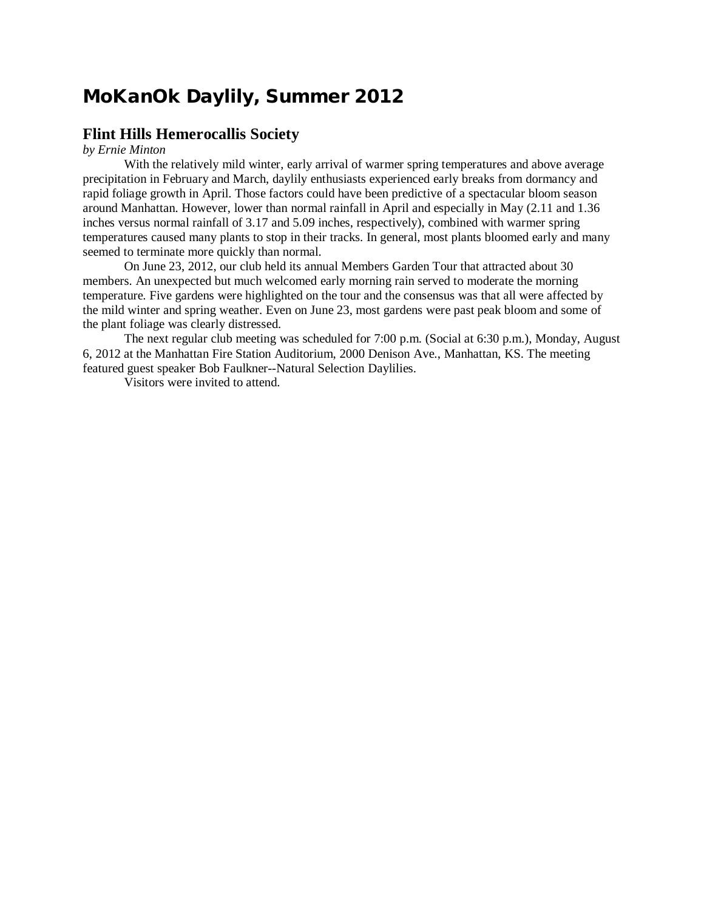# MoKanOk Daylily, Summer 2012

## Flint Hills Hemerocallis Society

*by Ernie Minton*

With the relatively mild winter, early arrival of warmer spring temperatures and above average precipitation in February and March, daylily enthusiasts experienced early breaks from dormancy and rapid foliage growth in April. Those factors could have been predictive of a spectacular bloom season around Manhattan. However, lower than normal rainfall in April and especially in May (2.11 and 1.36 inches versus normal rainfall of 3.17 and 5.09 inches, respectively), combined with warmer spring temperatures caused many plants to stop in their tracks. In general, most plants bloomed early and many seemed to terminate more quickly than normal.

On June 23, 2012, our club held its annual Members Garden Tour that attracted about 30 members. An unexpected but much welcomed early morning rain served to moderate the morning temperature. Five gardens were highlighted on the tour and the consensus was that all were affected by the mild winter and spring weather. Even on June 23, most gardens were past peak bloom and some of the plant foliage was clearly distressed.

The next regular club meeting was scheduled for 7:00 p.m. (Social at 6:30 p.m.), Monday, August 6, 2012 at the Manhattan Fire Station Auditorium, 2000 Denison Ave., Manhattan, KS. The meeting featured guest speaker Bob Faulkner--Natural Selection Daylilies.

Visitors were invited to attend.